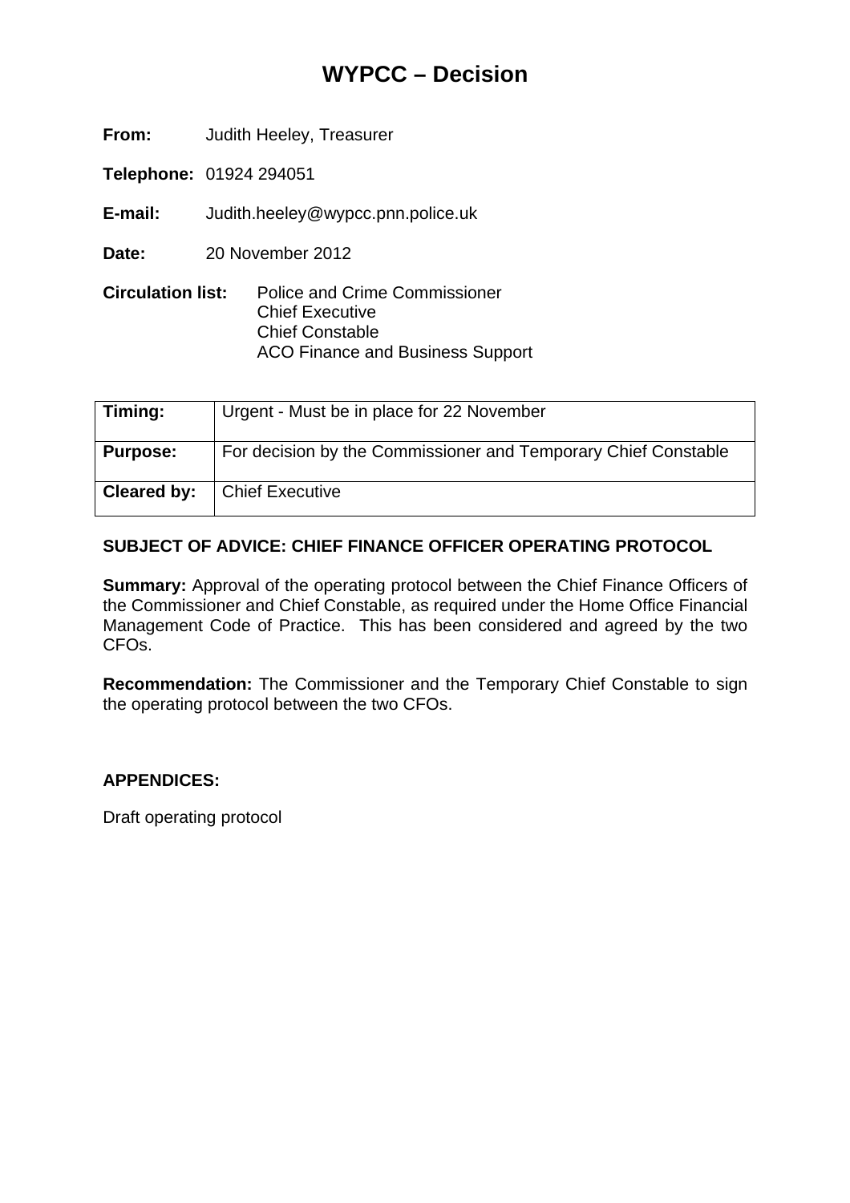# WYPCC – Decision

**From:** Judith Heeley, Treasurer

**Telephone:** 01924 294051

**E-mail:** Judith.heeley@wypcc.pnn.police.uk

**Date:** 20 November 2012

**Circulation list:** Police and Crime Commissioner
Chief Executive
Chief Constable
ACO Finance and Business Support

| | |
|---|---|
| **Timing:** | Urgent - Must be in place for 22 November |
| **Purpose:** | For decision by the Commissioner and Temporary Chief Constable |
| **Cleared by:** | Chief Executive |

**SUBJECT OF ADVICE: CHIEF FINANCE OFFICER OPERATING PROTOCOL**

**Summary:** Approval of the operating protocol between the Chief Finance Officers of the Commissioner and Chief Constable, as required under the Home Office Financial Management Code of Practice. This has been considered and agreed by the two CFOs.

**Recommendation:** The Commissioner and the Temporary Chief Constable to sign the operating protocol between the two CFOs.

**APPENDICES:**

Draft operating protocol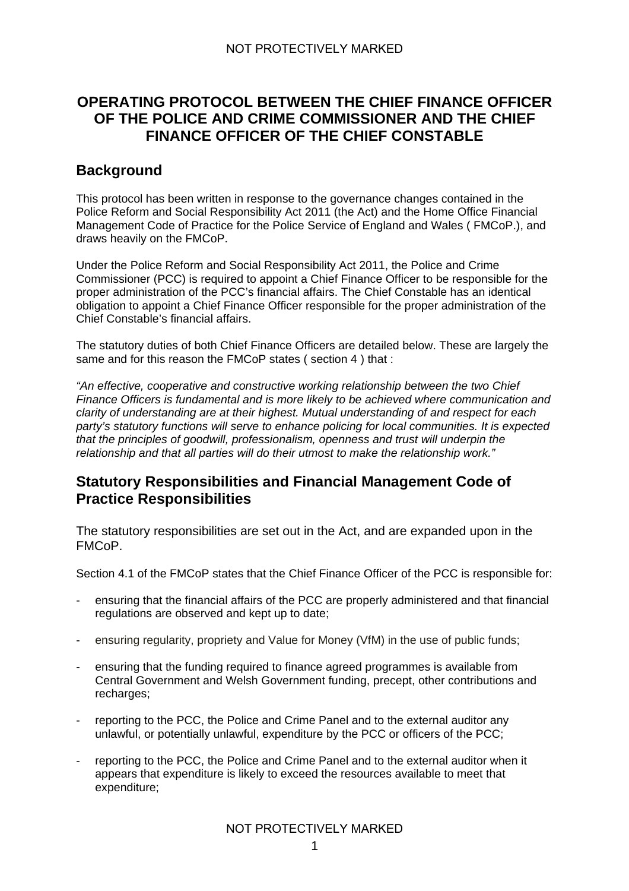# OPERATING PROTOCOL BETWEEN THE CHIEF FINANCE OFFICER OF THE POLICE AND CRIME COMMISSIONER AND THE CHIEF FINANCE OFFICER OF THE CHIEF CONSTABLE

## Background

This protocol has been written in response to the governance changes contained in the Police Reform and Social Responsibility Act 2011 (the Act) and the Home Office Financial Management Code of Practice for the Police Service of England and Wales ( FMCoP.), and draws heavily on the FMCoP.

Under the Police Reform and Social Responsibility Act 2011, the Police and Crime Commissioner (PCC) is required to appoint a Chief Finance Officer to be responsible for the proper administration of the PCC's financial affairs. The Chief Constable has an identical obligation to appoint a Chief Finance Officer responsible for the proper administration of the Chief Constable's financial affairs.

The statutory duties of both Chief Finance Officers are detailed below. These are largely the same and for this reason the FMCoP states ( section 4 ) that :

*"An effective, cooperative and constructive working relationship between the two Chief Finance Officers is fundamental and is more likely to be achieved where communication and clarity of understanding are at their highest. Mutual understanding of and respect for each party's statutory functions will serve to enhance policing for local communities. It is expected that the principles of goodwill, professionalism, openness and trust will underpin the relationship and that all parties will do their utmost to make the relationship work."*

## Statutory Responsibilities and Financial Management Code of Practice Responsibilities

The statutory responsibilities are set out in the Act, and are expanded upon in the FMCoP.

Section 4.1 of the FMCoP states that the Chief Finance Officer of the PCC is responsible for:

- ensuring that the financial affairs of the PCC are properly administered and that financial regulations are observed and kept up to date;
- ensuring regularity, propriety and Value for Money (VfM) in the use of public funds;
- ensuring that the funding required to finance agreed programmes is available from Central Government and Welsh Government funding, precept, other contributions and recharges;
- reporting to the PCC, the Police and Crime Panel and to the external auditor any unlawful, or potentially unlawful, expenditure by the PCC or officers of the PCC;
- reporting to the PCC, the Police and Crime Panel and to the external auditor when it appears that expenditure is likely to exceed the resources available to meet that expenditure;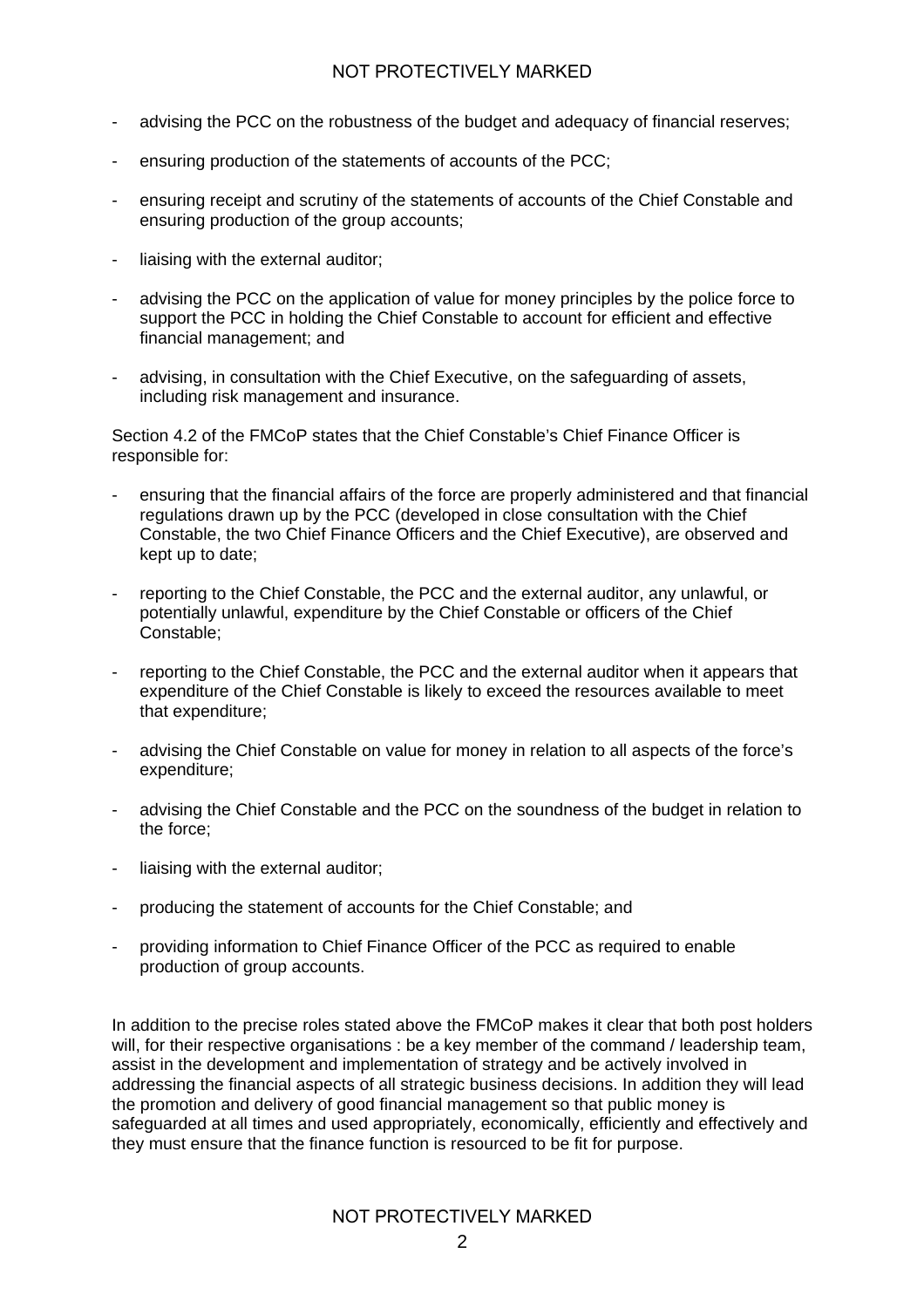- advising the PCC on the robustness of the budget and adequacy of financial reserves;
- ensuring production of the statements of accounts of the PCC;
- ensuring receipt and scrutiny of the statements of accounts of the Chief Constable and ensuring production of the group accounts;
- liaising with the external auditor;
- advising the PCC on the application of value for money principles by the police force to support the PCC in holding the Chief Constable to account for efficient and effective financial management; and
- advising, in consultation with the Chief Executive, on the safeguarding of assets, including risk management and insurance.

Section 4.2 of the FMCoP states that the Chief Constable's Chief Finance Officer is responsible for:

- ensuring that the financial affairs of the force are properly administered and that financial regulations drawn up by the PCC (developed in close consultation with the Chief Constable, the two Chief Finance Officers and the Chief Executive), are observed and kept up to date;
- reporting to the Chief Constable, the PCC and the external auditor, any unlawful, or potentially unlawful, expenditure by the Chief Constable or officers of the Chief Constable;
- reporting to the Chief Constable, the PCC and the external auditor when it appears that expenditure of the Chief Constable is likely to exceed the resources available to meet that expenditure;
- advising the Chief Constable on value for money in relation to all aspects of the force's expenditure;
- advising the Chief Constable and the PCC on the soundness of the budget in relation to the force;
- liaising with the external auditor;
- producing the statement of accounts for the Chief Constable; and
- providing information to Chief Finance Officer of the PCC as required to enable production of group accounts.

In addition to the precise roles stated above the FMCoP makes it clear that both post holders will, for their respective organisations : be a key member of the command / leadership team, assist in the development and implementation of strategy and be actively involved in addressing the financial aspects of all strategic business decisions. In addition they will lead the promotion and delivery of good financial management so that public money is safeguarded at all times and used appropriately, economically, efficiently and effectively and they must ensure that the finance function is resourced to be fit for purpose.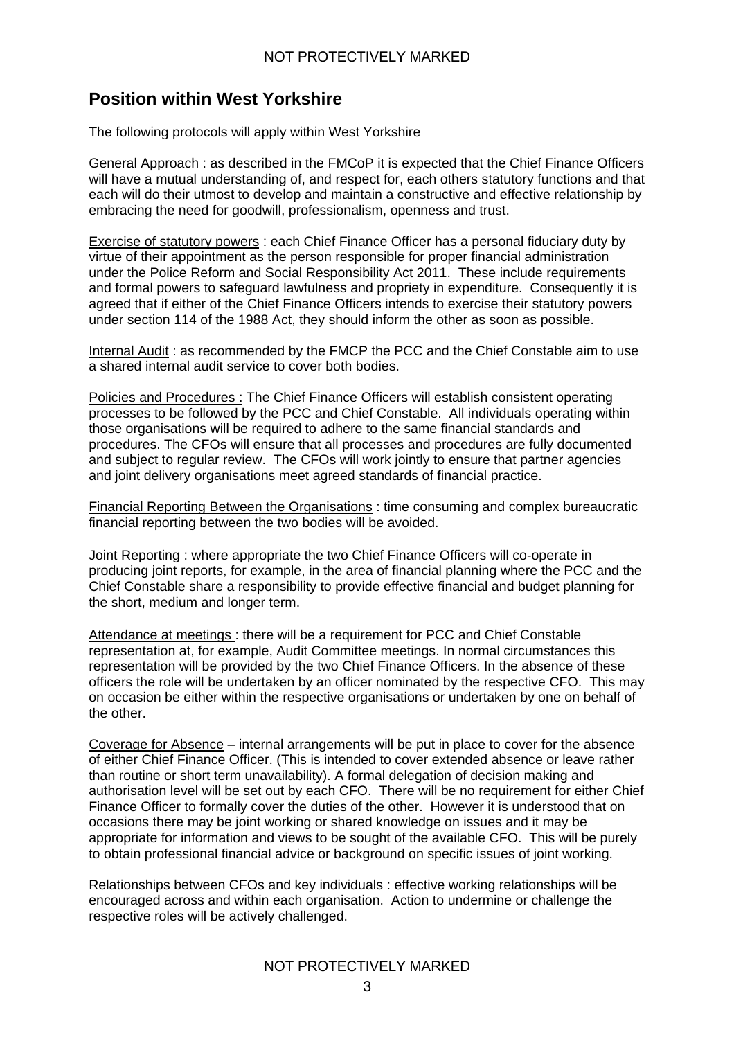## Position within West Yorkshire

The following protocols will apply within West Yorkshire

General Approach : as described in the FMCoP it is expected that the Chief Finance Officers will have a mutual understanding of, and respect for, each others statutory functions and that each will do their utmost to develop and maintain a constructive and effective relationship by embracing the need for goodwill, professionalism, openness and trust.

Exercise of statutory powers : each Chief Finance Officer has a personal fiduciary duty by virtue of their appointment as the person responsible for proper financial administration under the Police Reform and Social Responsibility Act 2011. These include requirements and formal powers to safeguard lawfulness and propriety in expenditure. Consequently it is agreed that if either of the Chief Finance Officers intends to exercise their statutory powers under section 114 of the 1988 Act, they should inform the other as soon as possible.

Internal Audit : as recommended by the FMCP the PCC and the Chief Constable aim to use a shared internal audit service to cover both bodies.

Policies and Procedures : The Chief Finance Officers will establish consistent operating processes to be followed by the PCC and Chief Constable. All individuals operating within those organisations will be required to adhere to the same financial standards and procedures. The CFOs will ensure that all processes and procedures are fully documented and subject to regular review. The CFOs will work jointly to ensure that partner agencies and joint delivery organisations meet agreed standards of financial practice.

Financial Reporting Between the Organisations : time consuming and complex bureaucratic financial reporting between the two bodies will be avoided.

Joint Reporting : where appropriate the two Chief Finance Officers will co-operate in producing joint reports, for example, in the area of financial planning where the PCC and the Chief Constable share a responsibility to provide effective financial and budget planning for the short, medium and longer term.

Attendance at meetings : there will be a requirement for PCC and Chief Constable representation at, for example, Audit Committee meetings. In normal circumstances this representation will be provided by the two Chief Finance Officers. In the absence of these officers the role will be undertaken by an officer nominated by the respective CFO. This may on occasion be either within the respective organisations or undertaken by one on behalf of the other.

Coverage for Absence – internal arrangements will be put in place to cover for the absence of either Chief Finance Officer. (This is intended to cover extended absence or leave rather than routine or short term unavailability). A formal delegation of decision making and authorisation level will be set out by each CFO. There will be no requirement for either Chief Finance Officer to formally cover the duties of the other. However it is understood that on occasions there may be joint working or shared knowledge on issues and it may be appropriate for information and views to be sought of the available CFO. This will be purely to obtain professional financial advice or background on specific issues of joint working.

Relationships between CFOs and key individuals : effective working relationships will be encouraged across and within each organisation. Action to undermine or challenge the respective roles will be actively challenged.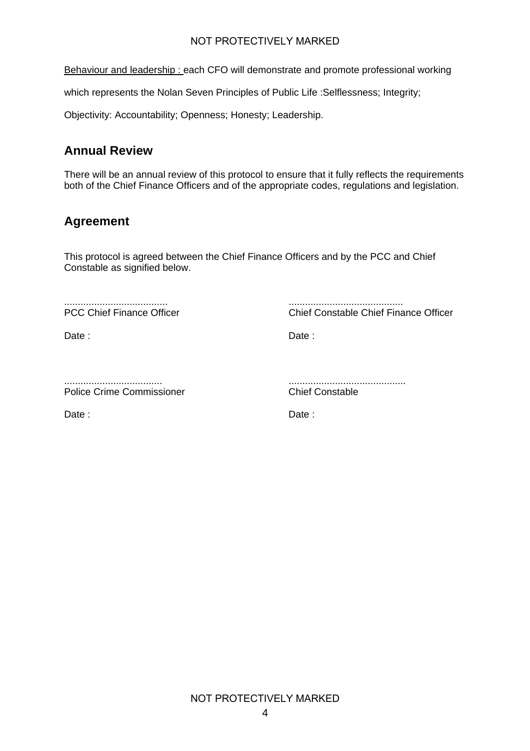Behaviour and leadership : each CFO will demonstrate and promote professional working which represents the Nolan Seven Principles of Public Life :Selflessness; Integrity; Objectivity: Accountability; Openness; Honesty; Leadership.

## Annual Review

There will be an annual review of this protocol to ensure that it fully reflects the requirements both of the Chief Finance Officers and of the appropriate codes, regulations and legislation.

## Agreement

This protocol is agreed between the Chief Finance Officers and by the PCC and Chief Constable as signified below.

| | |
|---|---|
| ..................................... | .......................................... |
| PCC Chief Finance Officer | Chief Constable Chief Finance Officer |
| Date : | Date : |
| .................................... | .......................................... |
| Police Crime Commissioner | Chief Constable |
| Date : | Date : |